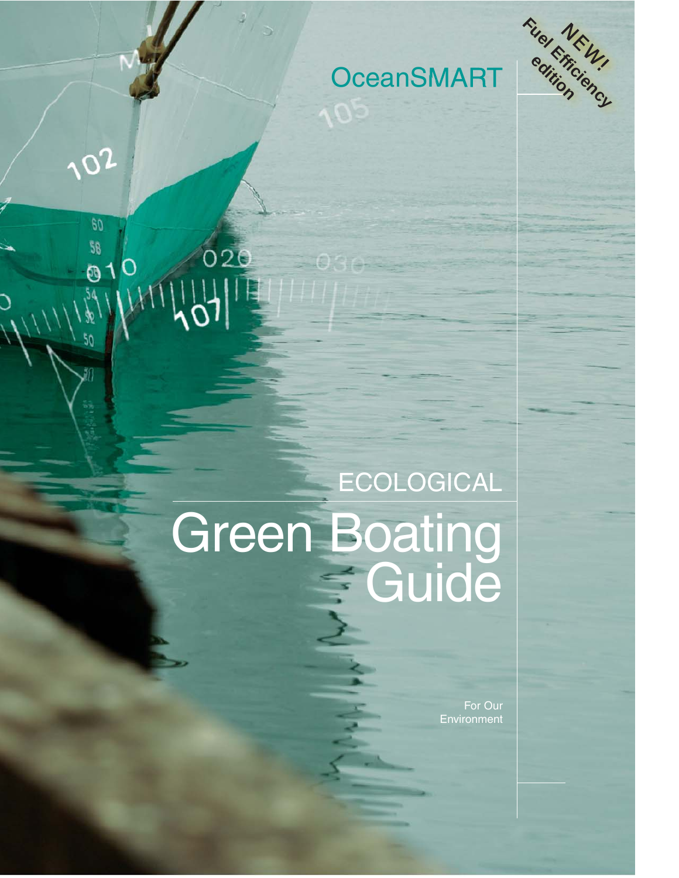OceanSMART

**NEW! Fuel Efficiency edition**

ECOLOGICAL

# Green Boating Guide

For Our Environment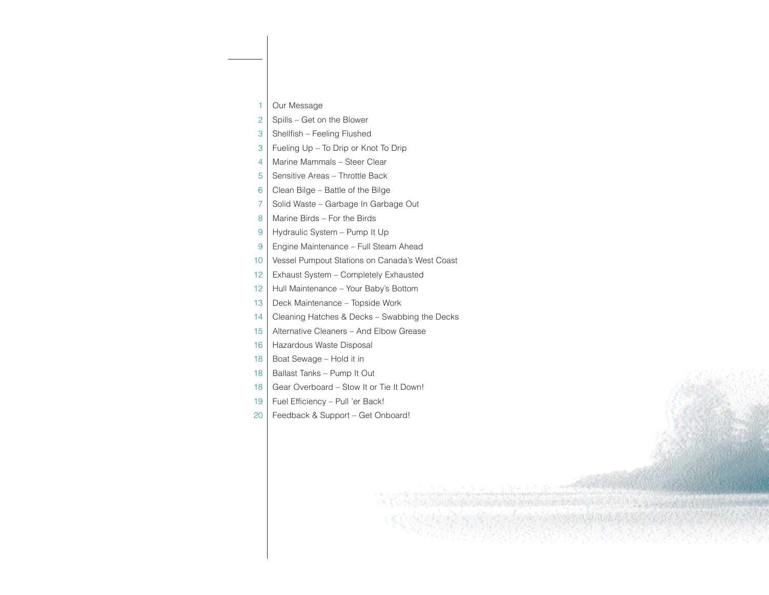| | |
|---|---|
| 1 | Our Message |
| 2 | Spills – Get on the Blower |
| 3 | Shellfish – Feeling Flushed |
| 3 | Fueling Up – To Drip or Knot To Drip |
| 4 | Marine Mammals – Steer Clear |
| 5 | Sensitive Areas – Throttle Back |
| 6 | Clean Bilge – Battle of the Bilge |
| 7 | Solid Waste – Garbage In Garbage Out |
| 8 | Marine Birds – For the Birds |
| 9 | Hydraulic System – Pump It Up |
| 9 | Engine Maintenance – Full Steam Ahead |
| 10 | Vessel Pumpout Stations on Canada's West Coast |
| 12 | Exhaust System – Completely Exhausted |
| 12 | Hull Maintenance – Your Baby's Bottom |
| 13 | Deck Maintenance – Topside Work |
| 14 | Cleaning Hatches & Decks – Swabbing the Decks |
| 15 | Alternative Cleaners – And Elbow Grease |
| 16 | Hazardous Waste Disposal |
| 18 | Boat Sewage – Hold it in |
| 18 | Ballast Tanks – Pump It Out |
| 18 | Gear Overboard – Stow It or Tie It Down! |
| 19 | Fuel Efficiency – Pull 'er Back! |
| 20 | Feedback & Support – Get Onboard! |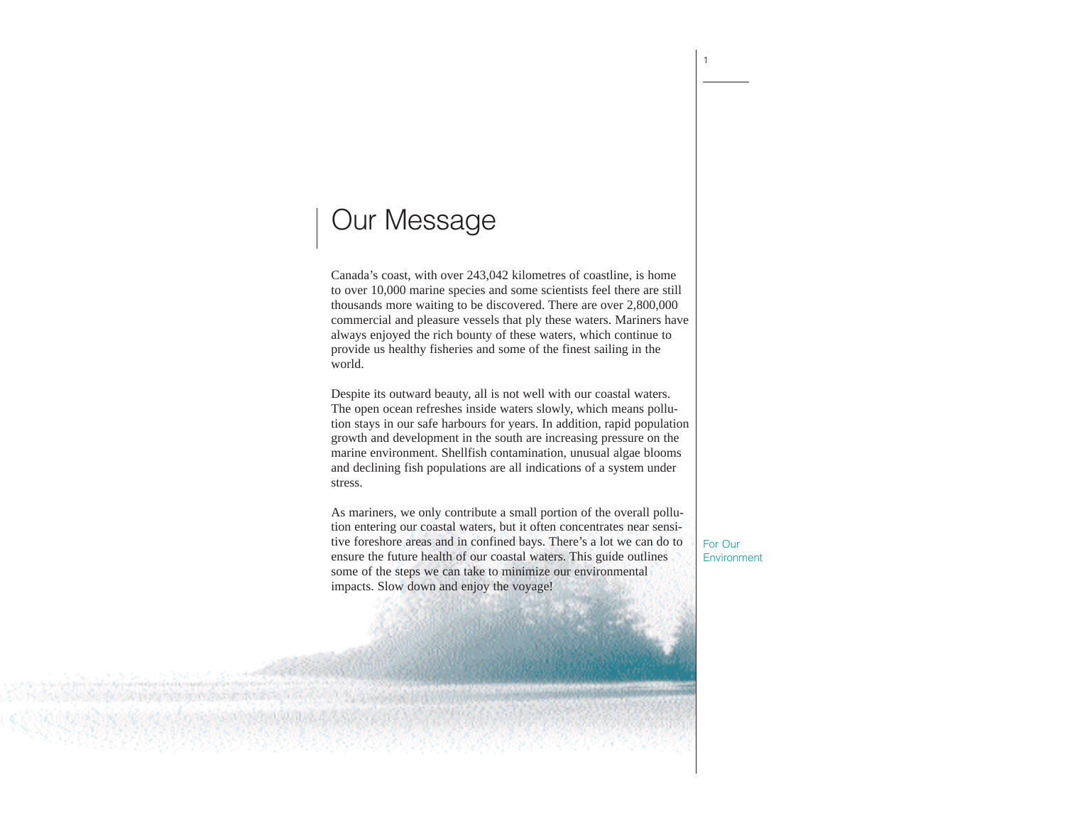# Our Message

Canada's coast, with over 243,042 kilometres of coastline, is home to over 10,000 marine species and some scientists feel there are still thousands more waiting to be discovered. There are over 2,800,000 commercial and pleasure vessels that ply these waters. Mariners have always enjoyed the rich bounty of these waters, which continue to provide us healthy fisheries and some of the finest sailing in the world.

Despite its outward beauty, all is not well with our coastal waters. The open ocean refreshes inside waters slowly, which means pollution stays in our safe harbours for years. In addition, rapid population growth and development in the south are increasing pressure on the marine environment. Shellfish contamination, unusual algae blooms and declining fish populations are all indications of a system under stress.

As mariners, we only contribute a small portion of the overall pollution entering our coastal waters, but it often concentrates near sensitive foreshore areas and in confined bays. There's a lot we can do to ensure the future health of our coastal waters. This guide outlines some of the steps we can take to minimize our environmental impacts. Slow down and enjoy the voyage!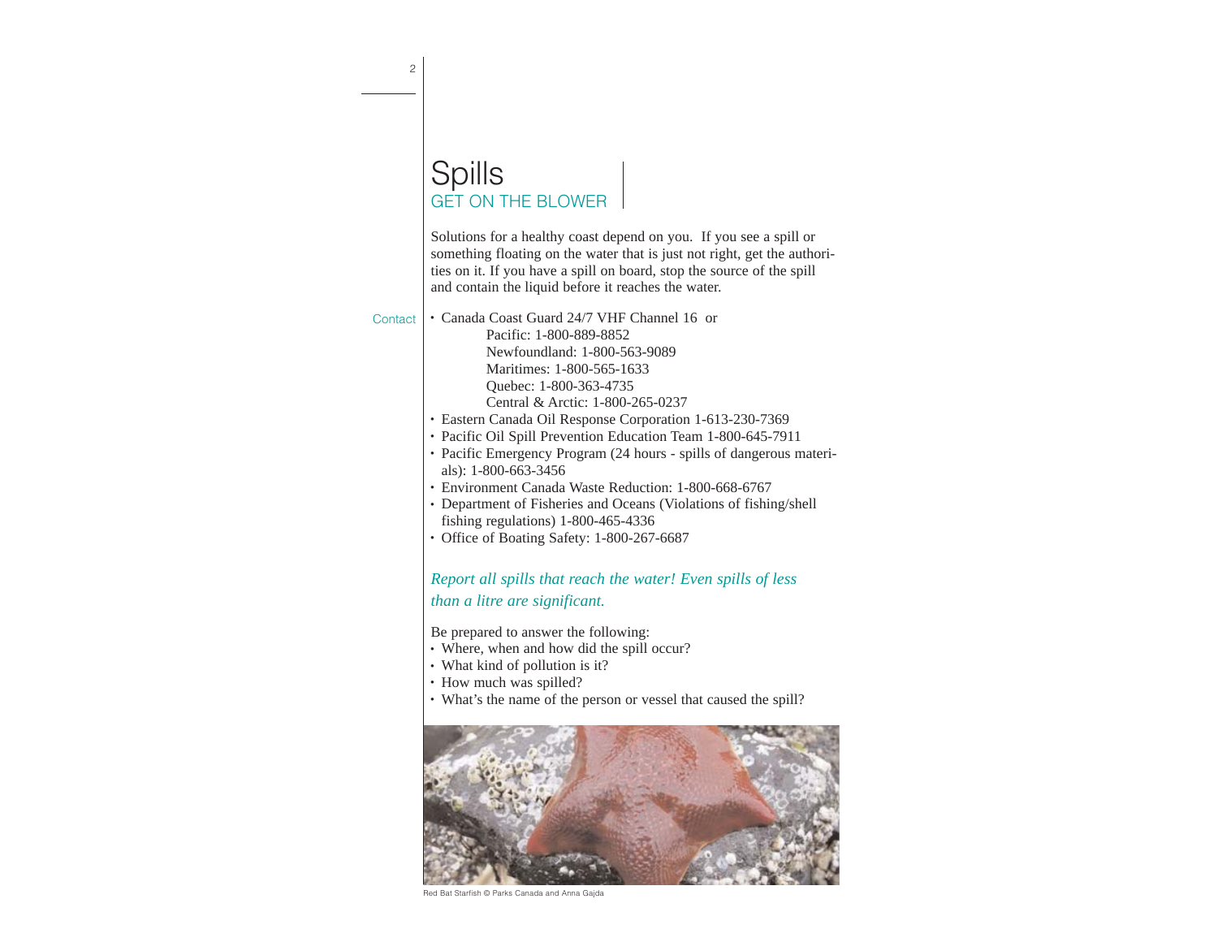# Spills

## GET ON THE BLOWER

Solutions for a healthy coast depend on you. If you see a spill or something floating on the water that is just not right, get the authorities on it. If you have a spill on board, stop the source of the spill and contain the liquid before it reaches the water.

Contact

- Canada Coast Guard 24/7 VHF Channel 16 or
  - Pacific: 1-800-889-8852
  - Newfoundland: 1-800-563-9089
  - Maritimes: 1-800-565-1633
  - Quebec: 1-800-363-4735
  - Central & Arctic: 1-800-265-0237
- Eastern Canada Oil Response Corporation 1-613-230-7369
- Pacific Oil Spill Prevention Education Team 1-800-645-7911
- Pacific Emergency Program (24 hours - spills of dangerous materials): 1-800-663-3456
- Environment Canada Waste Reduction: 1-800-668-6767
- Department of Fisheries and Oceans (Violations of fishing/shell fishing regulations) 1-800-465-4336
- Office of Boating Safety: 1-800-267-6687

*Report all spills that reach the water! Even spills of less than a litre are significant.*

Be prepared to answer the following:

- Where, when and how did the spill occur?
- What kind of pollution is it?
- How much was spilled?
- What's the name of the person or vessel that caused the spill?

Red Bat Starfish © Parks Canada and Anna Gajda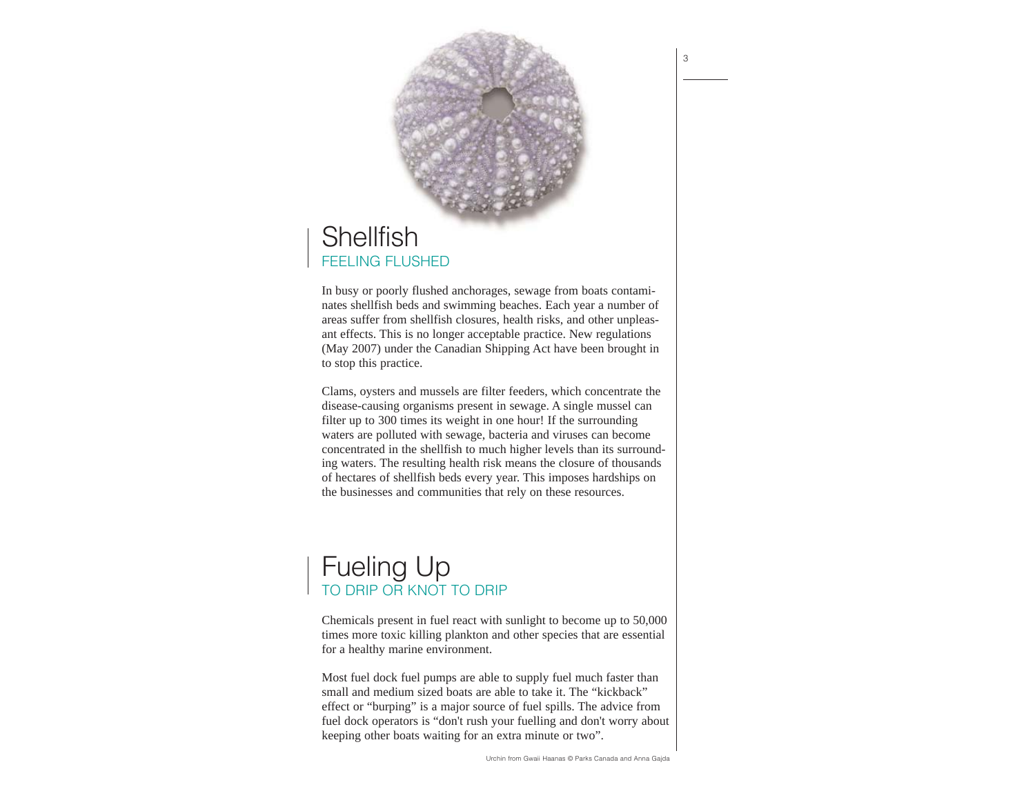## Shellfish

### FEELING FLUSHED

In busy or poorly flushed anchorages, sewage from boats contaminates shellfish beds and swimming beaches. Each year a number of areas suffer from shellfish closures, health risks, and other unpleasant effects. This is no longer acceptable practice. New regulations (May 2007) under the Canadian Shipping Act have been brought in to stop this practice.

Clams, oysters and mussels are filter feeders, which concentrate the disease-causing organisms present in sewage. A single mussel can filter up to 300 times its weight in one hour! If the surrounding waters are polluted with sewage, bacteria and viruses can become concentrated in the shellfish to much higher levels than its surrounding waters. The resulting health risk means the closure of thousands of hectares of shellfish beds every year. This imposes hardships on the businesses and communities that rely on these resources.

## Fueling Up

### TO DRIP OR KNOT TO DRIP

Chemicals present in fuel react with sunlight to become up to 50,000 times more toxic killing plankton and other species that are essential for a healthy marine environment.

Most fuel dock fuel pumps are able to supply fuel much faster than small and medium sized boats are able to take it. The "kickback" effect or "burping" is a major source of fuel spills. The advice from fuel dock operators is "don't rush your fuelling and don't worry about keeping other boats waiting for an extra minute or two".

Urchin from Gwaii Haanas © Parks Canada and Anna Gajda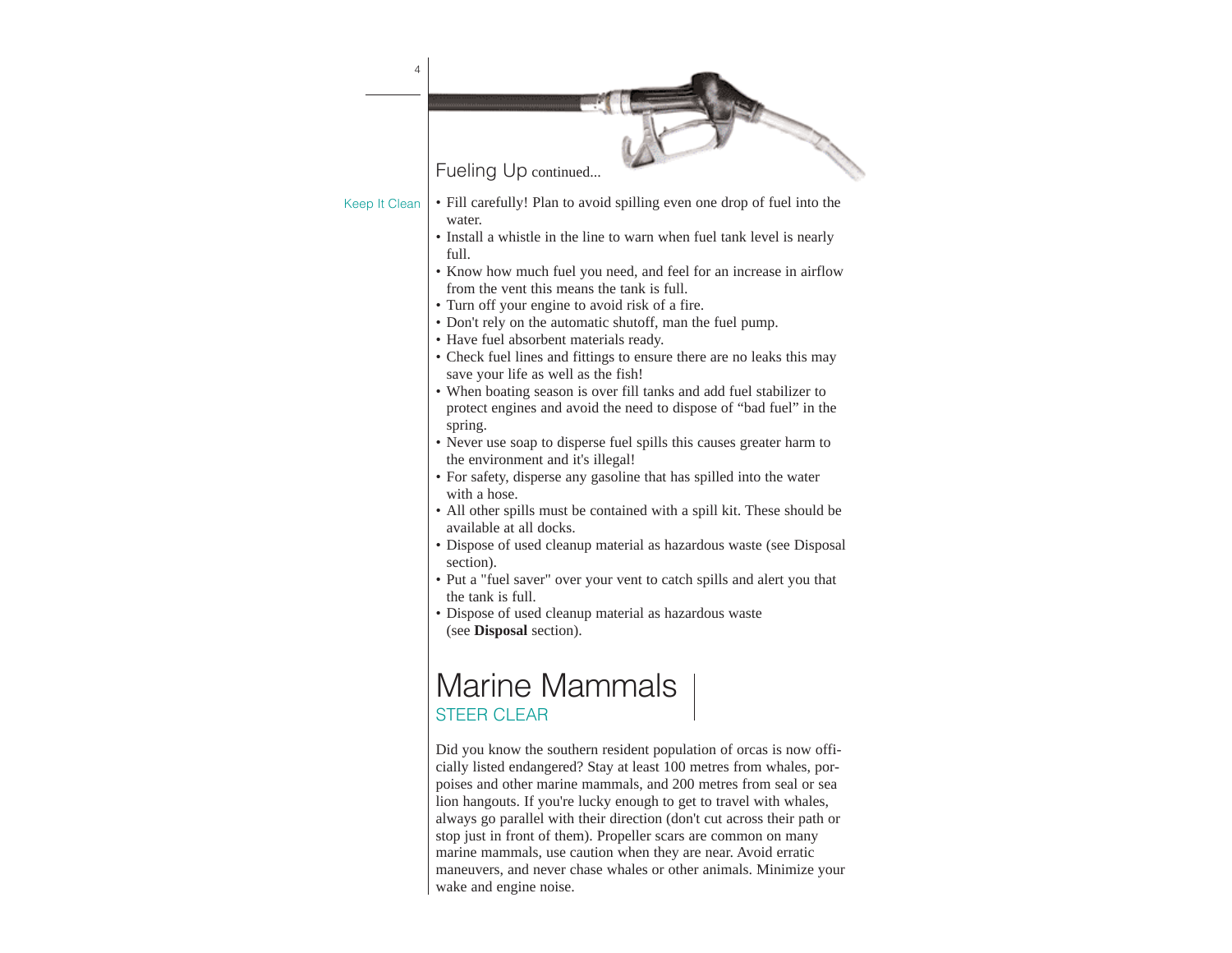## Fueling Up continued...

Keep It Clean

- Fill carefully! Plan to avoid spilling even one drop of fuel into the water.
- Install a whistle in the line to warn when fuel tank level is nearly full.
- Know how much fuel you need, and feel for an increase in airflow from the vent this means the tank is full.
- Turn off your engine to avoid risk of a fire.
- Don't rely on the automatic shutoff, man the fuel pump.
- Have fuel absorbent materials ready.
- Check fuel lines and fittings to ensure there are no leaks this may save your life as well as the fish!
- When boating season is over fill tanks and add fuel stabilizer to protect engines and avoid the need to dispose of "bad fuel" in the spring.
- Never use soap to disperse fuel spills this causes greater harm to the environment and it's illegal!
- For safety, disperse any gasoline that has spilled into the water with a hose.
- All other spills must be contained with a spill kit. These should be available at all docks.
- Dispose of used cleanup material as hazardous waste (see Disposal section).
- Put a "fuel saver" over your vent to catch spills and alert you that the tank is full.
- Dispose of used cleanup material as hazardous waste (see **Disposal** section).

# Marine Mammals

## STEER CLEAR

Did you know the southern resident population of orcas is now officially listed endangered? Stay at least 100 metres from whales, porpoises and other marine mammals, and 200 metres from seal or sea lion hangouts. If you're lucky enough to get to travel with whales, always go parallel with their direction (don't cut across their path or stop just in front of them). Propeller scars are common on many marine mammals, use caution when they are near. Avoid erratic maneuvers, and never chase whales or other animals. Minimize your wake and engine noise.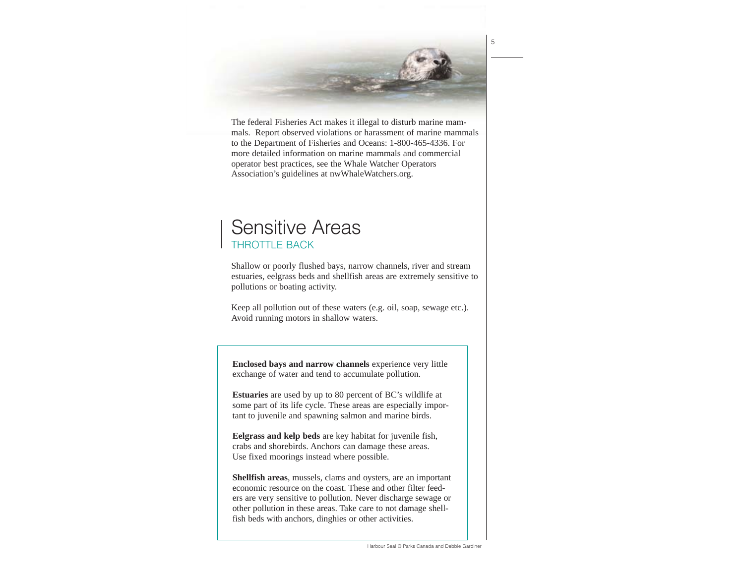The federal Fisheries Act makes it illegal to disturb marine mammals. Report observed violations or harassment of marine mammals to the Department of Fisheries and Oceans: 1-800-465-4336. For more detailed information on marine mammals and commercial operator best practices, see the Whale Watcher Operators Association's guidelines at nwWhaleWatchers.org.

## Sensitive Areas

### THROTTLE BACK

Shallow or poorly flushed bays, narrow channels, river and stream estuaries, eelgrass beds and shellfish areas are extremely sensitive to pollutions or boating activity.

Keep all pollution out of these waters (e.g. oil, soap, sewage etc.). Avoid running motors in shallow waters.

**Enclosed bays and narrow channels** experience very little exchange of water and tend to accumulate pollution.

**Estuaries** are used by up to 80 percent of BC's wildlife at some part of its life cycle. These areas are especially important to juvenile and spawning salmon and marine birds.

**Eelgrass and kelp beds** are key habitat for juvenile fish, crabs and shorebirds. Anchors can damage these areas. Use fixed moorings instead where possible.

**Shellfish areas**, mussels, clams and oysters, are an important economic resource on the coast. These and other filter feeders are very sensitive to pollution. Never discharge sewage or other pollution in these areas. Take care to not damage shellfish beds with anchors, dinghies or other activities.

Harbour Seal © Parks Canada and Debbie Gardiner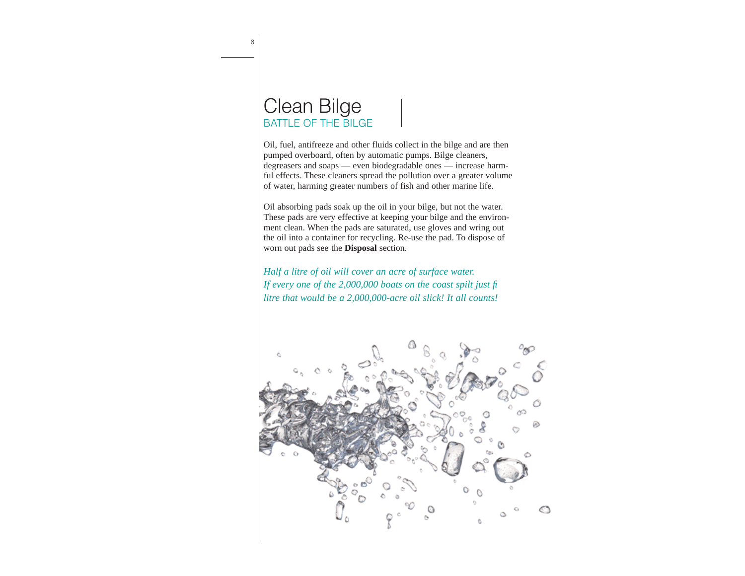# Clean Bilge

## BATTLE OF THE BILGE

Oil, fuel, antifreeze and other fluids collect in the bilge and are then pumped overboard, often by automatic pumps. Bilge cleaners, degreasers and soaps — even biodegradable ones — increase harmful effects. These cleaners spread the pollution over a greater volume of water, harming greater numbers of fish and other marine life.

Oil absorbing pads soak up the oil in your bilge, but not the water. These pads are very effective at keeping your bilge and the environment clean. When the pads are saturated, use gloves and wring out the oil into a container for recycling. Re-use the pad. To dispose of worn out pads see the **Disposal** section.

*Half a litre of oil will cover an acre of surface water. If every one of the 2,000,000 boats on the coast spilt just fi litre that would be a 2,000,000-acre oil slick! It all counts!*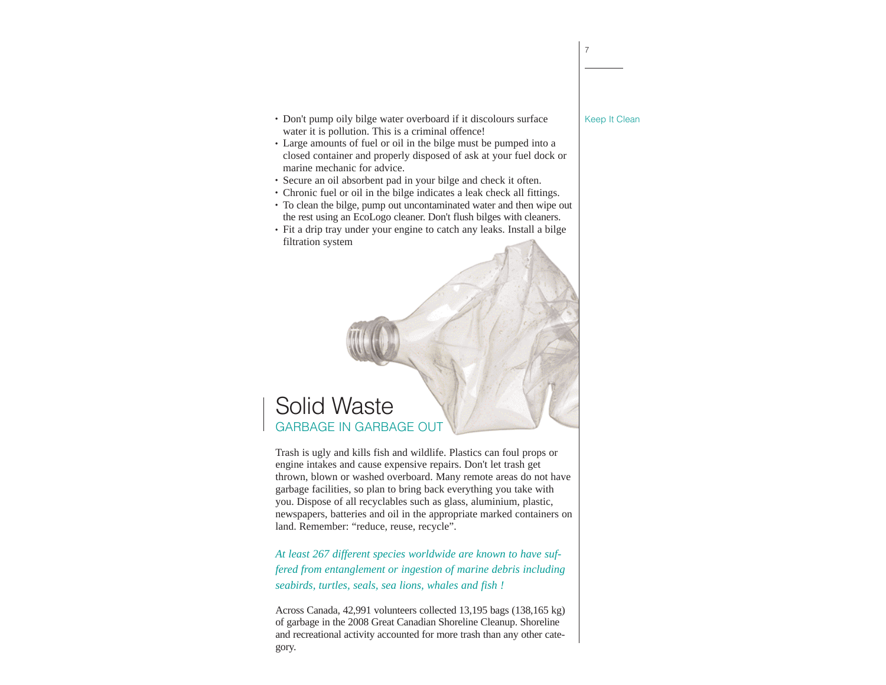- Don't pump oily bilge water overboard if it discolours surface water it is pollution. This is a criminal offence!
- Large amounts of fuel or oil in the bilge must be pumped into a closed container and properly disposed of ask at your fuel dock or marine mechanic for advice.
- Secure an oil absorbent pad in your bilge and check it often.
- Chronic fuel or oil in the bilge indicates a leak check all fittings.
- To clean the bilge, pump out uncontaminated water and then wipe out the rest using an EcoLogo cleaner. Don't flush bilges with cleaners.
- Fit a drip tray under your engine to catch any leaks. Install a bilge filtration system

# Solid Waste

## GARBAGE IN GARBAGE OUT

Trash is ugly and kills fish and wildlife. Plastics can foul props or engine intakes and cause expensive repairs. Don't let trash get thrown, blown or washed overboard. Many remote areas do not have garbage facilities, so plan to bring back everything you take with you. Dispose of all recyclables such as glass, aluminium, plastic, newspapers, batteries and oil in the appropriate marked containers on land. Remember: "reduce, reuse, recycle".

*At least 267 different species worldwide are known to have suffered from entanglement or ingestion of marine debris including seabirds, turtles, seals, sea lions, whales and fish !*

Across Canada, 42,991 volunteers collected 13,195 bags (138,165 kg) of garbage in the 2008 Great Canadian Shoreline Cleanup. Shoreline and recreational activity accounted for more trash than any other category.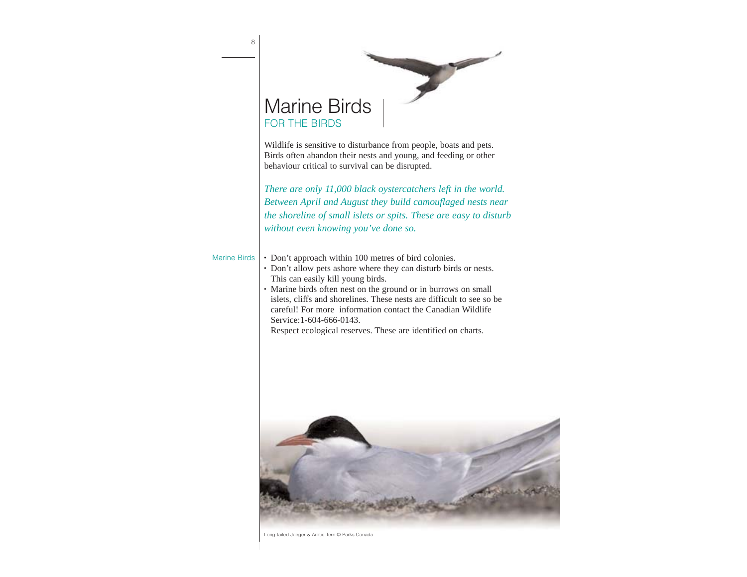# Marine Birds

## FOR THE BIRDS

Wildlife is sensitive to disturbance from people, boats and pets. Birds often abandon their nests and young, and feeding or other behaviour critical to survival can be disrupted.

*There are only 11,000 black oystercatchers left in the world. Between April and August they build camouflaged nests near the shoreline of small islets or spits. These are easy to disturb without even knowing you've done so.*

Marine Birds

- Don't approach within 100 metres of bird colonies.
- Don't allow pets ashore where they can disturb birds or nests. This can easily kill young birds.
- Marine birds often nest on the ground or in burrows on small islets, cliffs and shorelines. These nests are difficult to see so be careful! For more information contact the Canadian Wildlife Service:1-604-666-0143.
  Respect ecological reserves. These are identified on charts.

Long-tailed Jaeger & Arctic Tern © Parks Canada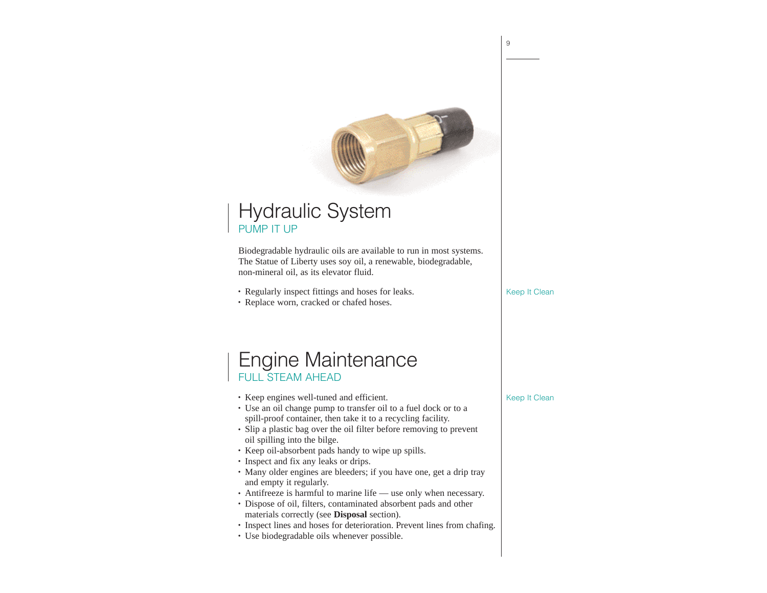## Hydraulic System

PUMP IT UP

Biodegradable hydraulic oils are available to run in most systems. The Statue of Liberty uses soy oil, a renewable, biodegradable, non-mineral oil, as its elevator fluid.

- Regularly inspect fittings and hoses for leaks.
- Replace worn, cracked or chafed hoses.

Keep It Clean

## Engine Maintenance

FULL STEAM AHEAD

- Keep engines well-tuned and efficient.
- Use an oil change pump to transfer oil to a fuel dock or to a spill-proof container, then take it to a recycling facility.
- Slip a plastic bag over the oil filter before removing to prevent oil spilling into the bilge.
- Keep oil-absorbent pads handy to wipe up spills.
- Inspect and fix any leaks or drips.
- Many older engines are bleeders; if you have one, get a drip tray and empty it regularly.
- Antifreeze is harmful to marine life — use only when necessary.
- Dispose of oil, filters, contaminated absorbent pads and other materials correctly (see **Disposal** section).
- Inspect lines and hoses for deterioration. Prevent lines from chafing.
- Use biodegradable oils whenever possible.

Keep It Clean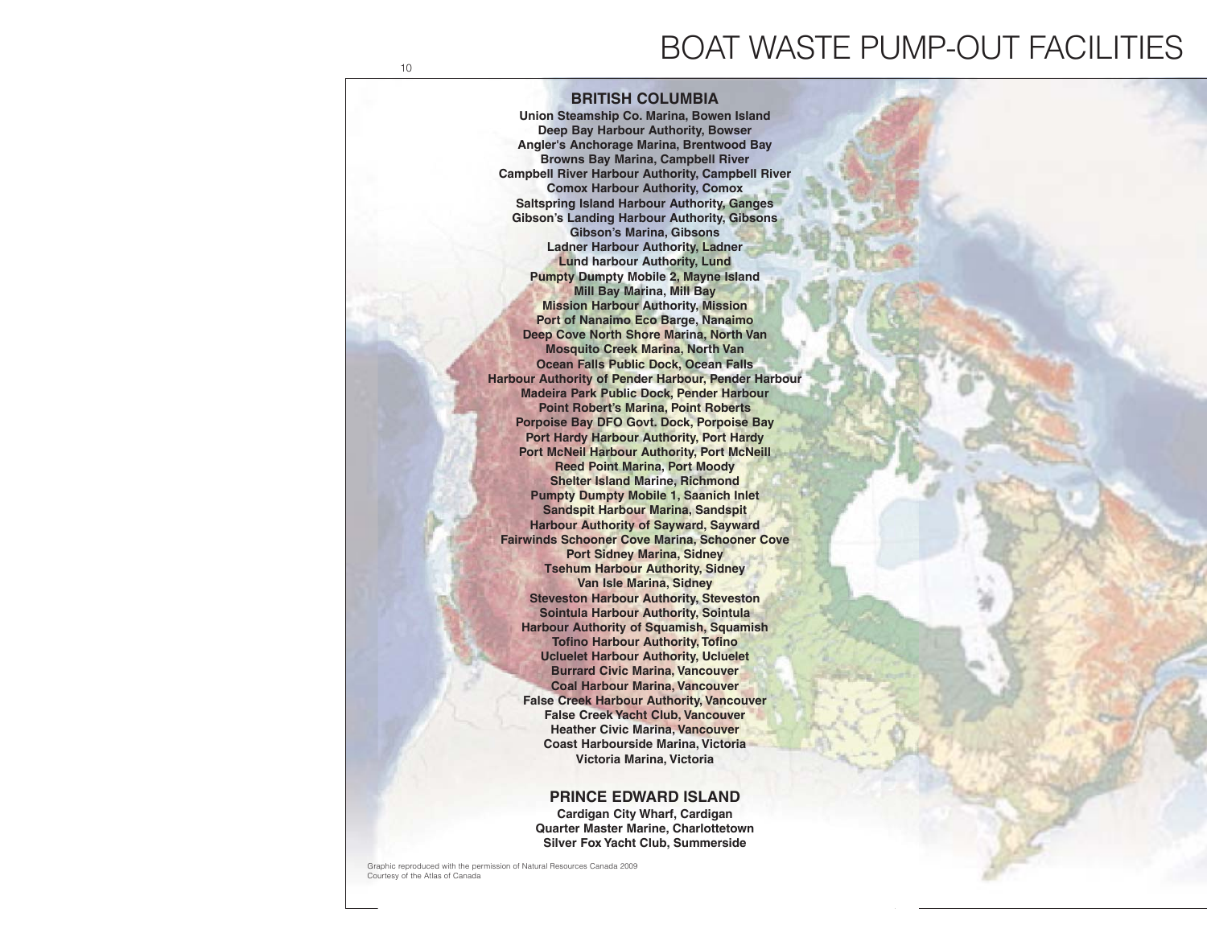# BOAT WASTE PUMP-OUT FACILITIES

## BRITISH COLUMBIA

**Union Steamship Co. Marina, Bowen Island**
**Deep Bay Harbour Authority, Bowser**
**Angler's Anchorage Marina, Brentwood Bay**
**Browns Bay Marina, Campbell River**
**Campbell River Harbour Authority, Campbell River**
**Comox Harbour Authority, Comox**
**Saltspring Island Harbour Authority, Ganges**
**Gibson's Landing Harbour Authority, Gibsons**
**Gibson's Marina, Gibsons**
**Ladner Harbour Authority, Ladner**
**Lund harbour Authority, Lund**
**Pumpty Dumpty Mobile 2, Mayne Island**
**Mill Bay Marina, Mill Bay**
**Mission Harbour Authority, Mission**
**Port of Nanaimo Eco Barge, Nanaimo**
**Deep Cove North Shore Marina, North Van**
**Mosquito Creek Marina, North Van**
**Ocean Falls Public Dock, Ocean Falls**
**Harbour Authority of Pender Harbour, Pender Harbour**
**Madeira Park Public Dock, Pender Harbour**
**Point Robert's Marina, Point Roberts**
**Porpoise Bay DFO Govt. Dock, Porpoise Bay**
**Port Hardy Harbour Authority, Port Hardy**
**Port McNeil Harbour Authority, Port McNeill**
**Reed Point Marina, Port Moody**
**Shelter Island Marine, Richmond**
**Pumpty Dumpty Mobile 1, Saanich Inlet**
**Sandspit Harbour Marina, Sandspit**
**Harbour Authority of Sayward, Sayward**
**Fairwinds Schooner Cove Marina, Schooner Cove**
**Port Sidney Marina, Sidney**
**Tsehum Harbour Authority, Sidney**
**Van Isle Marina, Sidney**
**Steveston Harbour Authority, Steveston**
**Sointula Harbour Authority, Sointula**
**Harbour Authority of Squamish, Squamish**
**Tofino Harbour Authority, Tofino**
**Ucluelet Harbour Authority, Ucluelet**
**Burrard Civic Marina, Vancouver**
**Coal Harbour Marina, Vancouver**
**False Creek Harbour Authority, Vancouver**
**False Creek Yacht Club, Vancouver**
**Heather Civic Marina, Vancouver**
**Coast Harbourside Marina, Victoria**
**Victoria Marina, Victoria**

## PRINCE EDWARD ISLAND

**Cardigan City Wharf, Cardigan**
**Quarter Master Marine, Charlottetown**
**Silver Fox Yacht Club, Summerside**

Graphic reproduced with the permission of Natural Resources Canada 2009
Courtesy of the Atlas of Canada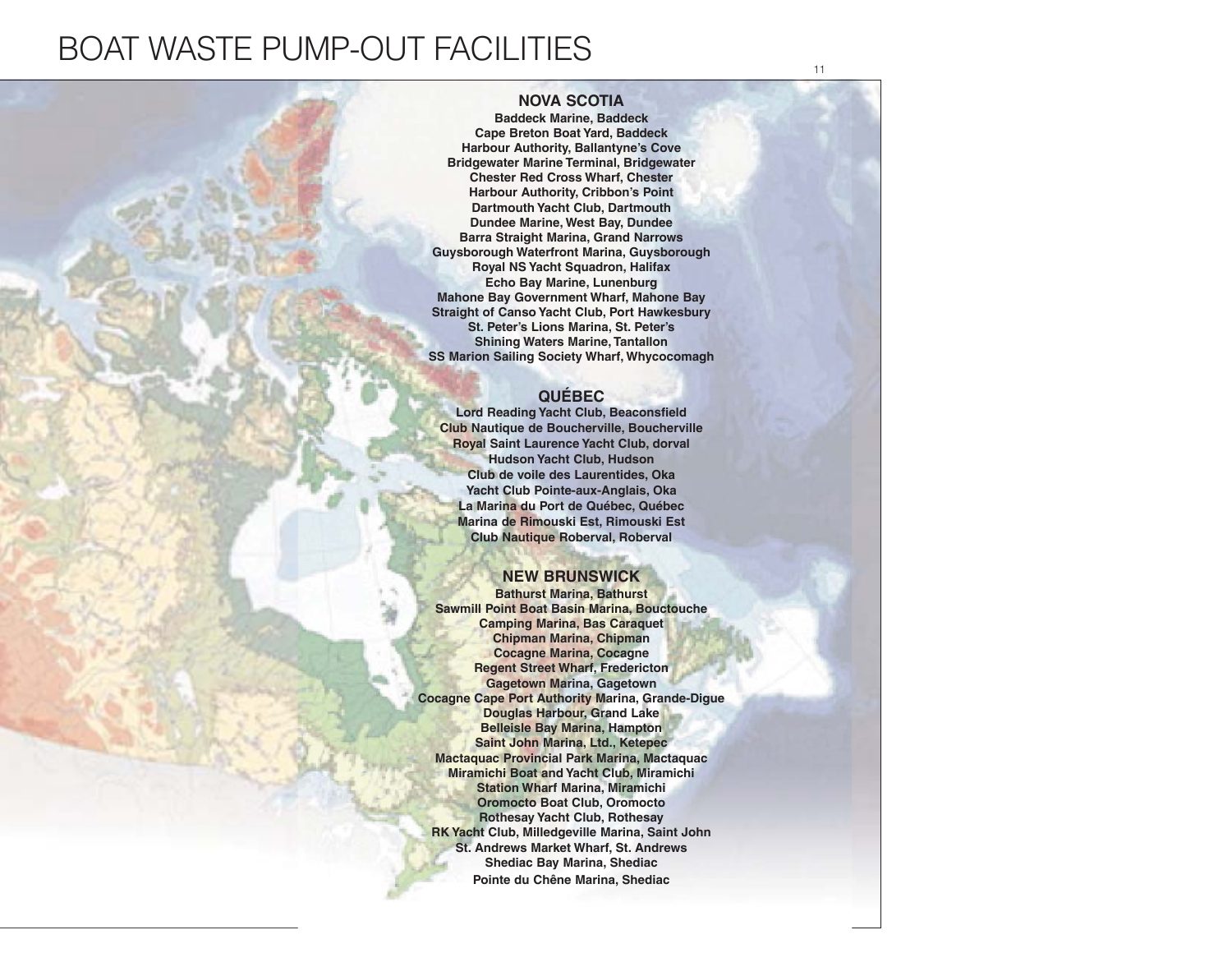# BOAT WASTE PUMP-OUT FACILITIES

## NOVA SCOTIA

Baddeck Marine, Baddeck
Cape Breton Boat Yard, Baddeck
Harbour Authority, Ballantyne's Cove
Bridgewater Marine Terminal, Bridgewater
Chester Red Cross Wharf, Chester
Harbour Authority, Cribbon's Point
Dartmouth Yacht Club, Dartmouth
Dundee Marine, West Bay, Dundee
Barra Straight Marina, Grand Narrows
Guysborough Waterfront Marina, Guysborough
Royal NS Yacht Squadron, Halifax
Echo Bay Marine, Lunenburg
Mahone Bay Government Wharf, Mahone Bay
Straight of Canso Yacht Club, Port Hawkesbury
St. Peter's Lions Marina, St. Peter's
Shining Waters Marine, Tantallon
SS Marion Sailing Society Wharf, Whycocomagh

## QUÉBEC

Lord Reading Yacht Club, Beaconsfield
Club Nautique de Boucherville, Boucherville
Royal Saint Laurence Yacht Club, dorval
Hudson Yacht Club, Hudson
Club de voile des Laurentides, Oka
Yacht Club Pointe-aux-Anglais, Oka
La Marina du Port de Québec, Québec
Marina de Rimouski Est, Rimouski Est
Club Nautique Roberval, Roberval

## NEW BRUNSWICK

Bathurst Marina, Bathurst
Sawmill Point Boat Basin Marina, Bouctouche
Camping Marina, Bas Caraquet
Chipman Marina, Chipman
Cocagne Marina, Cocagne
Regent Street Wharf, Fredericton
Gagetown Marina, Gagetown
Cocagne Cape Port Authority Marina, Grande-Digue
Douglas Harbour, Grand Lake
Belleisle Bay Marina, Hampton
Saint John Marina, Ltd., Ketepec
Mactaquac Provincial Park Marina, Mactaquac
Miramichi Boat and Yacht Club, Miramichi
Station Wharf Marina, Miramichi
Oromocto Boat Club, Oromocto
Rothesay Yacht Club, Rothesay
RK Yacht Club, Milledgeville Marina, Saint John
St. Andrews Market Wharf, St. Andrews
Shediac Bay Marina, Shediac
Pointe du Chêne Marina, Shediac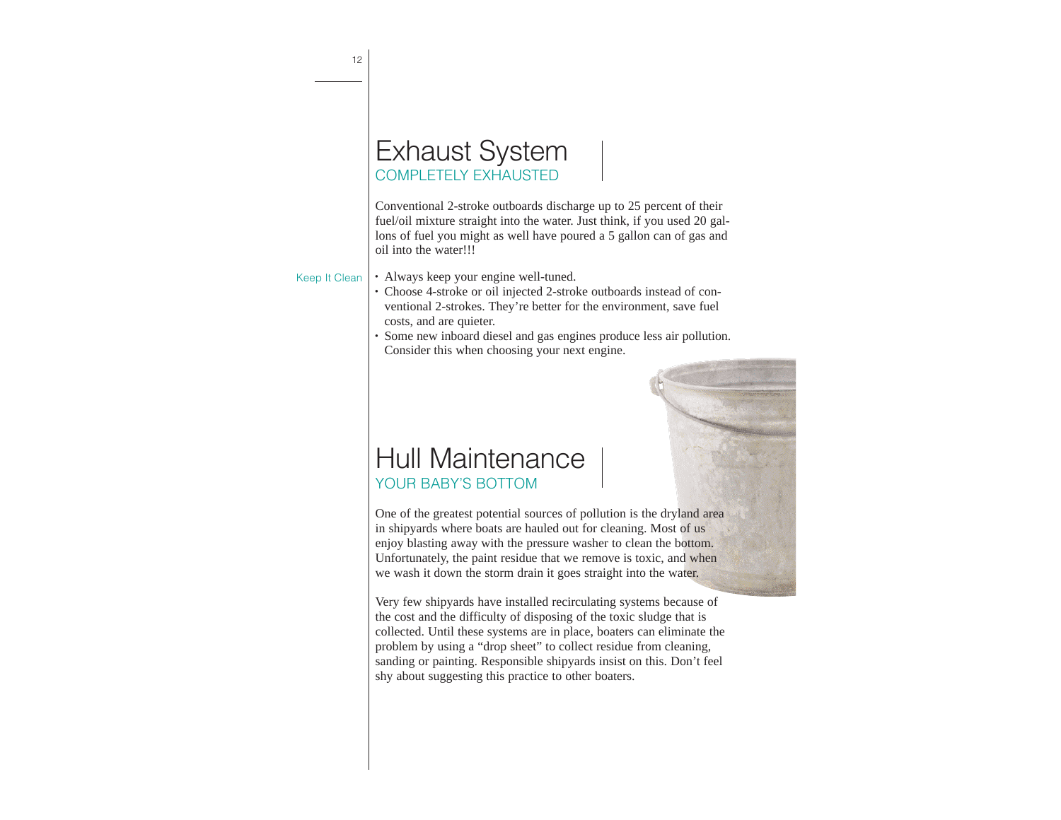## Exhaust System

COMPLETELY EXHAUSTED

Conventional 2-stroke outboards discharge up to 25 percent of their fuel/oil mixture straight into the water. Just think, if you used 20 gallons of fuel you might as well have poured a 5 gallon can of gas and oil into the water!!!

Keep It Clean

- Always keep your engine well-tuned.
- Choose 4-stroke or oil injected 2-stroke outboards instead of conventional 2-strokes. They're better for the environment, save fuel costs, and are quieter.
- Some new inboard diesel and gas engines produce less air pollution. Consider this when choosing your next engine.

## Hull Maintenance

YOUR BABY'S BOTTOM

One of the greatest potential sources of pollution is the dryland area in shipyards where boats are hauled out for cleaning. Most of us enjoy blasting away with the pressure washer to clean the bottom. Unfortunately, the paint residue that we remove is toxic, and when we wash it down the storm drain it goes straight into the water.

Very few shipyards have installed recirculating systems because of the cost and the difficulty of disposing of the toxic sludge that is collected. Until these systems are in place, boaters can eliminate the problem by using a "drop sheet" to collect residue from cleaning, sanding or painting. Responsible shipyards insist on this. Don't feel shy about suggesting this practice to other boaters.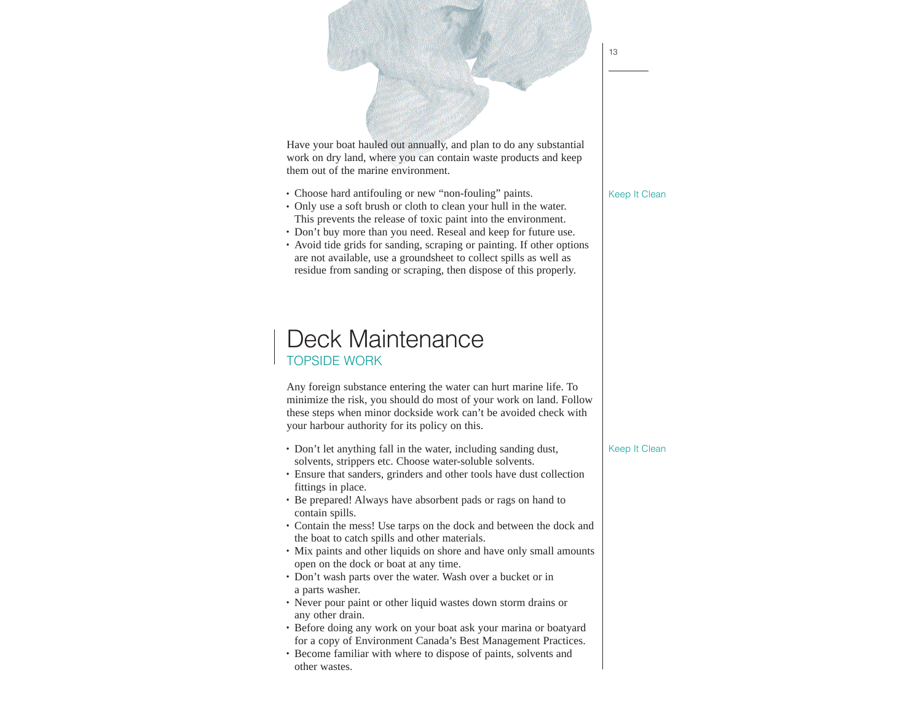Have your boat hauled out annually, and plan to do any substantial work on dry land, where you can contain waste products and keep them out of the marine environment.

- Choose hard antifouling or new “non-fouling” paints.
- Only use a soft brush or cloth to clean your hull in the water. This prevents the release of toxic paint into the environment.
- Don’t buy more than you need. Reseal and keep for future use.
- Avoid tide grids for sanding, scraping or painting. If other options are not available, use a groundsheet to collect spills as well as residue from sanding or scraping, then dispose of this properly.

Keep It Clean

# Deck Maintenance

## TOPSIDE WORK

Any foreign substance entering the water can hurt marine life. To minimize the risk, you should do most of your work on land. Follow these steps when minor dockside work can’t be avoided check with your harbour authority for its policy on this.

- Don’t let anything fall in the water, including sanding dust, solvents, strippers etc. Choose water-soluble solvents.
- Ensure that sanders, grinders and other tools have dust collection fittings in place.
- Be prepared! Always have absorbent pads or rags on hand to contain spills.
- Contain the mess! Use tarps on the dock and between the dock and the boat to catch spills and other materials.
- Mix paints and other liquids on shore and have only small amounts open on the dock or boat at any time.
- Don’t wash parts over the water. Wash over a bucket or in a parts washer.
- Never pour paint or other liquid wastes down storm drains or any other drain.
- Before doing any work on your boat ask your marina or boatyard for a copy of Environment Canada’s Best Management Practices.
- Become familiar with where to dispose of paints, solvents and other wastes.

Keep It Clean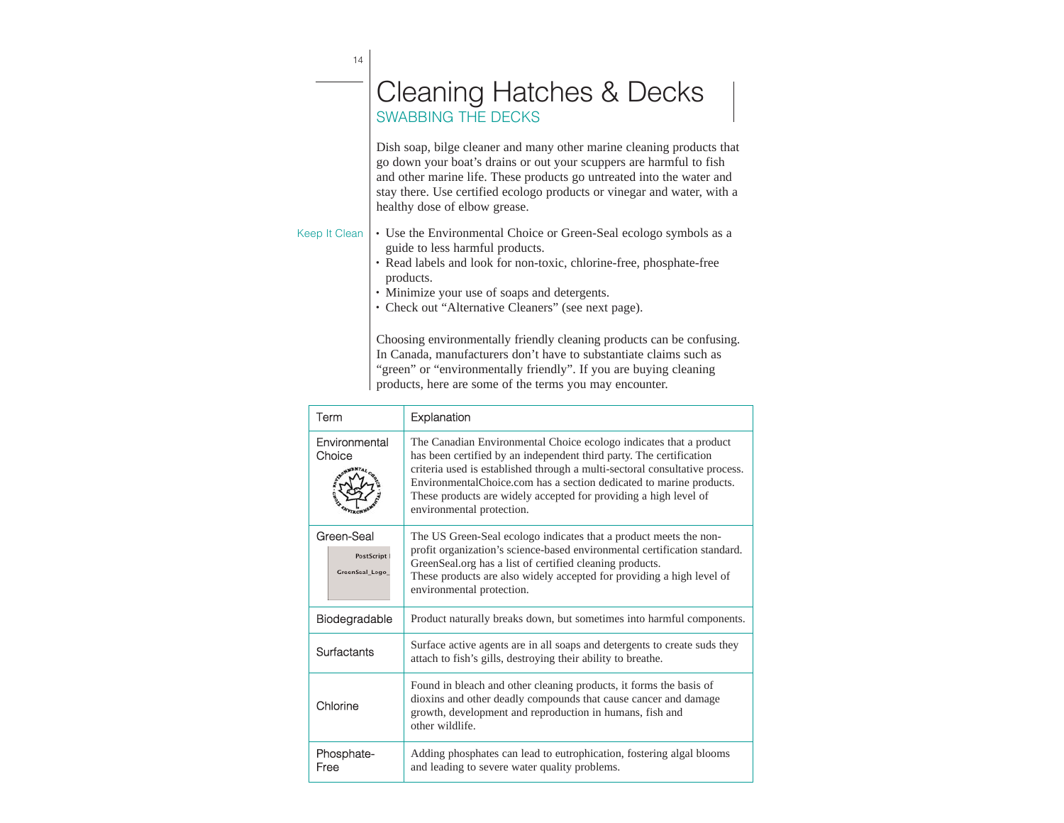# Cleaning Hatches & Decks

## SWABBING THE DECKS

Dish soap, bilge cleaner and many other marine cleaning products that go down your boat's drains or out your scuppers are harmful to fish and other marine life. These products go untreated into the water and stay there. Use certified ecologo products or vinegar and water, with a healthy dose of elbow grease.

Keep It Clean

- Use the Environmental Choice or Green-Seal ecologo symbols as a guide to less harmful products.
- Read labels and look for non-toxic, chlorine-free, phosphate-free products.
- Minimize your use of soaps and detergents.
- Check out "Alternative Cleaners" (see next page).

Choosing environmentally friendly cleaning products can be confusing. In Canada, manufacturers don't have to substantiate claims such as "green" or "environmentally friendly". If you are buying cleaning products, here are some of the terms you may encounter.

| Term | Explanation |
| --- | --- |
| Environmental Choice | The Canadian Environmental Choice ecologo indicates that a product has been certified by an independent third party. The certification criteria used is established through a multi-sectoral consultative process. EnvironmentalChoice.com has a section dedicated to marine products. These products are widely accepted for providing a high level of environmental protection. |
| Green-Seal | The US Green-Seal ecologo indicates that a product meets the non-profit organization's science-based environmental certification standard. GreenSeal.org has a list of certified cleaning products. These products are also widely accepted for providing a high level of environmental protection. |
| Biodegradable | Product naturally breaks down, but sometimes into harmful components. |
| Surfactants | Surface active agents are in all soaps and detergents to create suds they attach to fish's gills, destroying their ability to breathe. |
| Chlorine | Found in bleach and other cleaning products, it forms the basis of dioxins and other deadly compounds that cause cancer and damage growth, development and reproduction in humans, fish and other wildlife. |
| Phosphate-Free | Adding phosphates can lead to eutrophication, fostering algal blooms and leading to severe water quality problems. |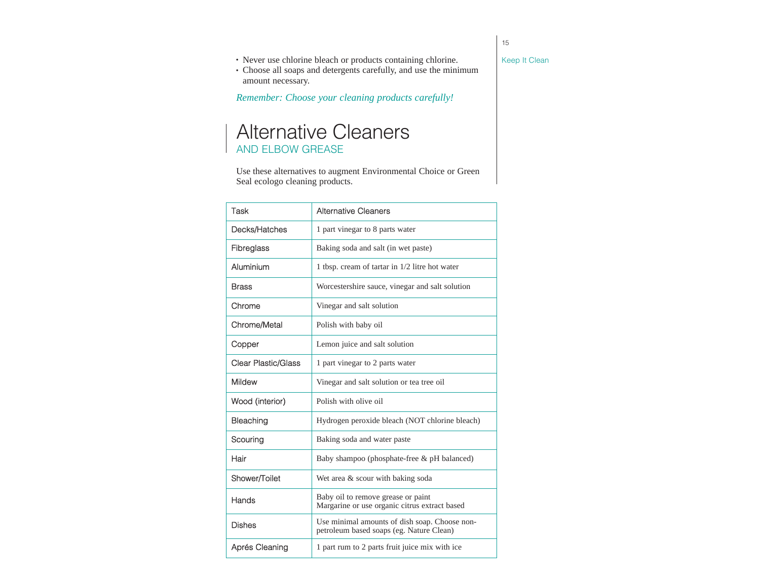- Never use chlorine bleach or products containing chlorine.
- Choose all soaps and detergents carefully, and use the minimum amount necessary.

*Remember: Choose your cleaning products carefully!*

# Alternative Cleaners

## AND ELBOW GREASE

Use these alternatives to augment Environmental Choice or Green Seal ecologo cleaning products.

| Task | Alternative Cleaners |
|---|---|
| Decks/Hatches | 1 part vinegar to 8 parts water |
| Fibreglass | Baking soda and salt (in wet paste) |
| Aluminium | 1 tbsp. cream of tartar in 1/2 litre hot water |
| Brass | Worcestershire sauce, vinegar and salt solution |
| Chrome | Vinegar and salt solution |
| Chrome/Metal | Polish with baby oil |
| Copper | Lemon juice and salt solution |
| Clear Plastic/Glass | 1 part vinegar to 2 parts water |
| Mildew | Vinegar and salt solution or tea tree oil |
| Wood (interior) | Polish with olive oil |
| Bleaching | Hydrogen peroxide bleach (NOT chlorine bleach) |
| Scouring | Baking soda and water paste |
| Hair | Baby shampoo (phosphate-free & pH balanced) |
| Shower/Toilet | Wet area & scour with baking soda |
| Hands | Baby oil to remove grease or paint<br>Margarine or use organic citrus extract based |
| Dishes | Use minimal amounts of dish soap. Choose non-petroleum based soaps (eg. Nature Clean) |
| Aprés Cleaning | 1 part rum to 2 parts fruit juice mix with ice |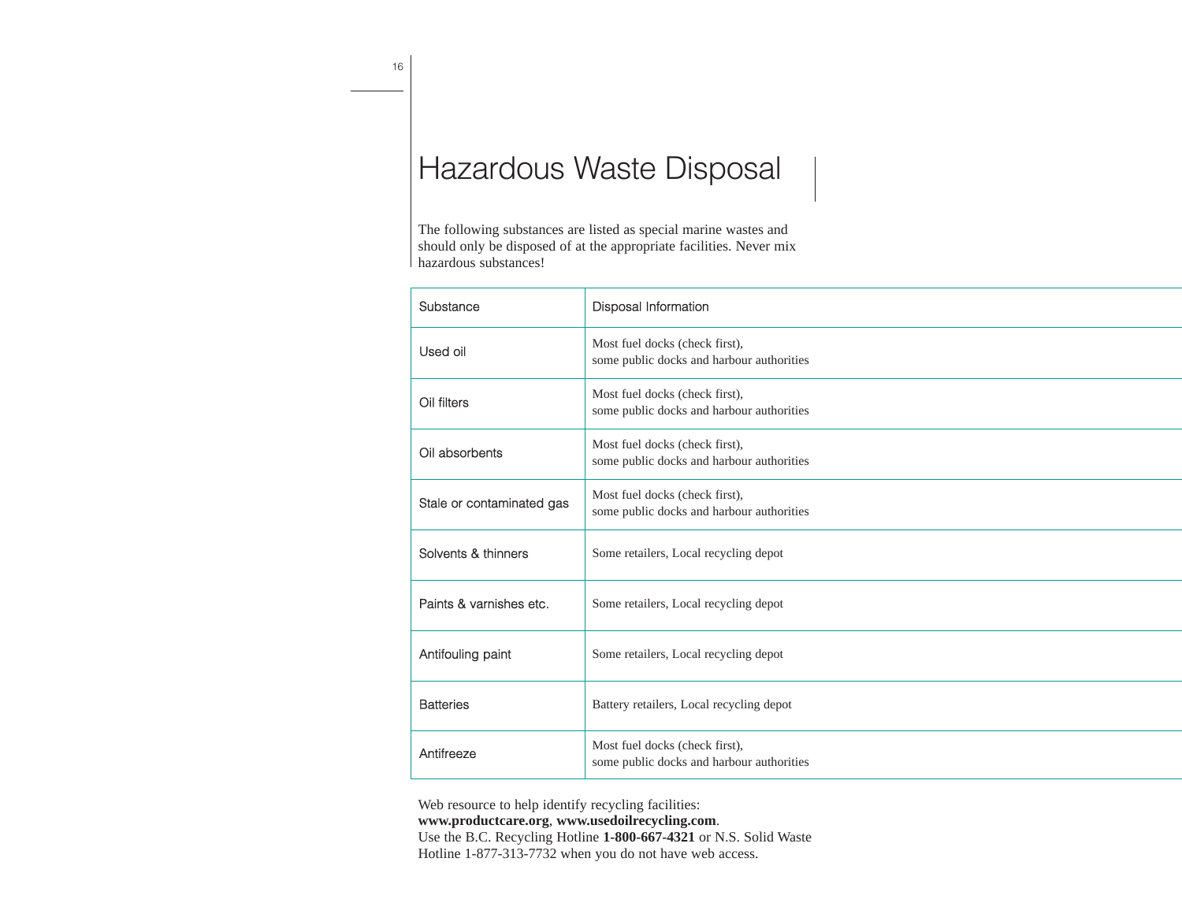# Hazardous Waste Disposal

The following substances are listed as special marine wastes and should only be disposed of at the appropriate facilities. Never mix hazardous substances!

| Substance | Disposal Information |
|---|---|
| Used oil | Most fuel docks (check first), some public docks and harbour authorities |
| Oil filters | Most fuel docks (check first), some public docks and harbour authorities |
| Oil absorbents | Most fuel docks (check first), some public docks and harbour authorities |
| Stale or contaminated gas | Most fuel docks (check first), some public docks and harbour authorities |
| Solvents & thinners | Some retailers, Local recycling depot |
| Paints & varnishes etc. | Some retailers, Local recycling depot |
| Antifouling paint | Some retailers, Local recycling depot |
| Batteries | Battery retailers, Local recycling depot |
| Antifreeze | Most fuel docks (check first), some public docks and harbour authorities |

Web resource to help identify recycling facilities:
**www.productcare.org**, **www.usedoilrecycling.com**.
Use the B.C. Recycling Hotline **1-800-667-4321** or N.S. Solid Waste Hotline 1-877-313-7732 when you do not have web access.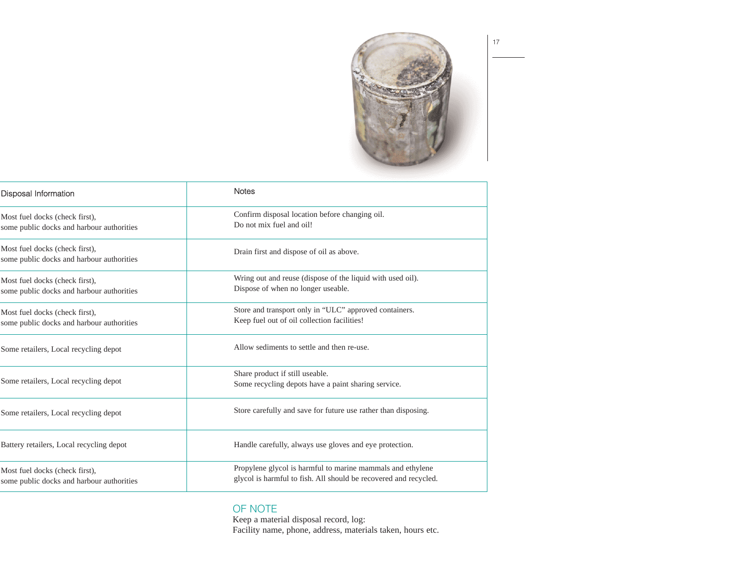| Disposal Information | Notes |
|---|---|
| Most fuel docks (check first), some public docks and harbour authorities | Confirm disposal location before changing oil. Do not mix fuel and oil! |
| Most fuel docks (check first), some public docks and harbour authorities | Drain first and dispose of oil as above. |
| Most fuel docks (check first), some public docks and harbour authorities | Wring out and reuse (dispose of the liquid with used oil). Dispose of when no longer useable. |
| Most fuel docks (check first), some public docks and harbour authorities | Store and transport only in “ULC” approved containers. Keep fuel out of oil collection facilities! |
| Some retailers, Local recycling depot | Allow sediments to settle and then re-use. |
| Some retailers, Local recycling depot | Share product if still useable. Some recycling depots have a paint sharing service. |
| Some retailers, Local recycling depot | Store carefully and save for future use rather than disposing. |
| Battery retailers, Local recycling depot | Handle carefully, always use gloves and eye protection. |
| Most fuel docks (check first), some public docks and harbour authorities | Propylene glycol is harmful to marine mammals and ethylene glycol is harmful to fish. All should be recovered and recycled. |

## OF NOTE

Keep a material disposal record, log:
Facility name, phone, address, materials taken, hours etc.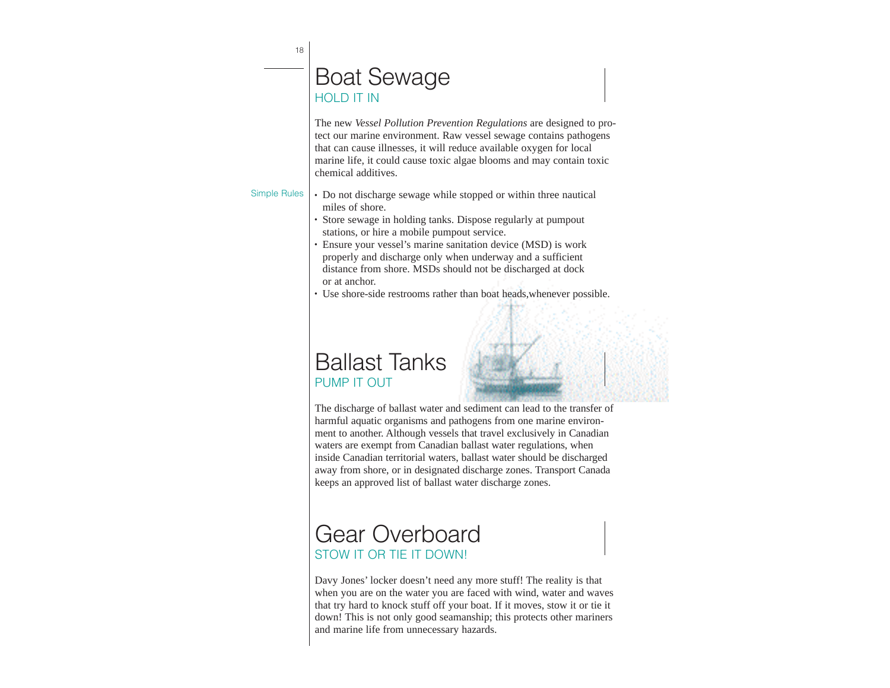# Boat Sewage

## HOLD IT IN

The new *Vessel Pollution Prevention Regulations* are designed to protect our marine environment. Raw vessel sewage contains pathogens that can cause illnesses, it will reduce available oxygen for local marine life, it could cause toxic algae blooms and may contain toxic chemical additives.

Simple Rules

- Do not discharge sewage while stopped or within three nautical miles of shore.
- Store sewage in holding tanks. Dispose regularly at pumpout stations, or hire a mobile pumpout service.
- Ensure your vessel's marine sanitation device (MSD) is work properly and discharge only when underway and a sufficient distance from shore. MSDs should not be discharged at dock or at anchor.
- Use shore-side restrooms rather than boat heads,whenever possible.

# Ballast Tanks

## PUMP IT OUT

The discharge of ballast water and sediment can lead to the transfer of harmful aquatic organisms and pathogens from one marine environment to another. Although vessels that travel exclusively in Canadian waters are exempt from Canadian ballast water regulations, when inside Canadian territorial waters, ballast water should be discharged away from shore, or in designated discharge zones. Transport Canada keeps an approved list of ballast water discharge zones.

# Gear Overboard

## STOW IT OR TIE IT DOWN!

Davy Jones' locker doesn't need any more stuff! The reality is that when you are on the water you are faced with wind, water and waves that try hard to knock stuff off your boat. If it moves, stow it or tie it down! This is not only good seamanship; this protects other mariners and marine life from unnecessary hazards.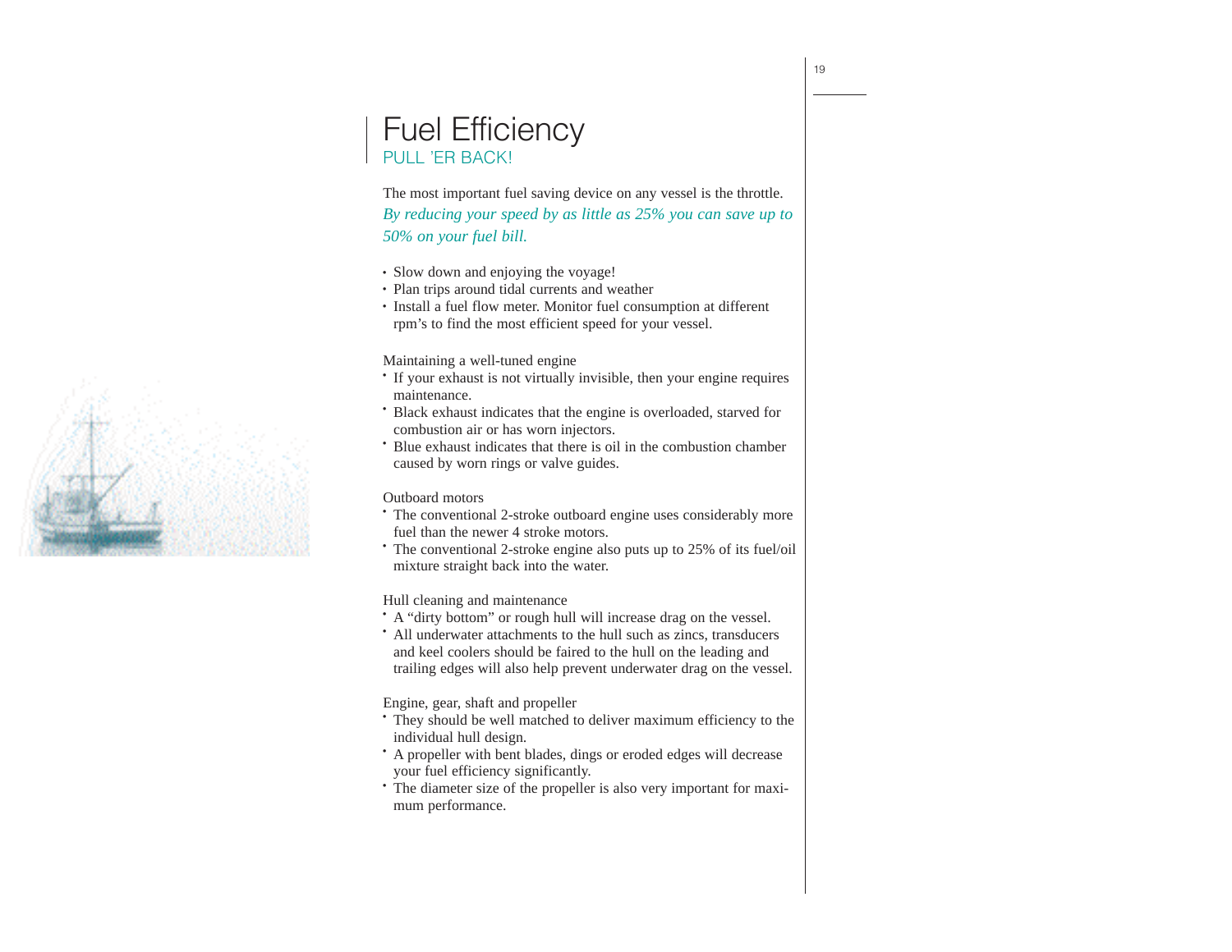# Fuel Efficiency

## PULL 'ER BACK!

The most important fuel saving device on any vessel is the throttle. *By reducing your speed by as little as 25% you can save up to 50% on your fuel bill.*

- Slow down and enjoying the voyage!
- Plan trips around tidal currents and weather
- Install a fuel flow meter. Monitor fuel consumption at different rpm's to find the most efficient speed for your vessel.

Maintaining a well-tuned engine

- If your exhaust is not virtually invisible, then your engine requires maintenance.
- Black exhaust indicates that the engine is overloaded, starved for combustion air or has worn injectors.
- Blue exhaust indicates that there is oil in the combustion chamber caused by worn rings or valve guides.

Outboard motors

- The conventional 2-stroke outboard engine uses considerably more fuel than the newer 4 stroke motors.
- The conventional 2-stroke engine also puts up to 25% of its fuel/oil mixture straight back into the water.

Hull cleaning and maintenance

- A "dirty bottom" or rough hull will increase drag on the vessel.
- All underwater attachments to the hull such as zincs, transducers and keel coolers should be faired to the hull on the leading and trailing edges will also help prevent underwater drag on the vessel.

Engine, gear, shaft and propeller

- They should be well matched to deliver maximum efficiency to the individual hull design.
- A propeller with bent blades, dings or eroded edges will decrease your fuel efficiency significantly.
- The diameter size of the propeller is also very important for maximum performance.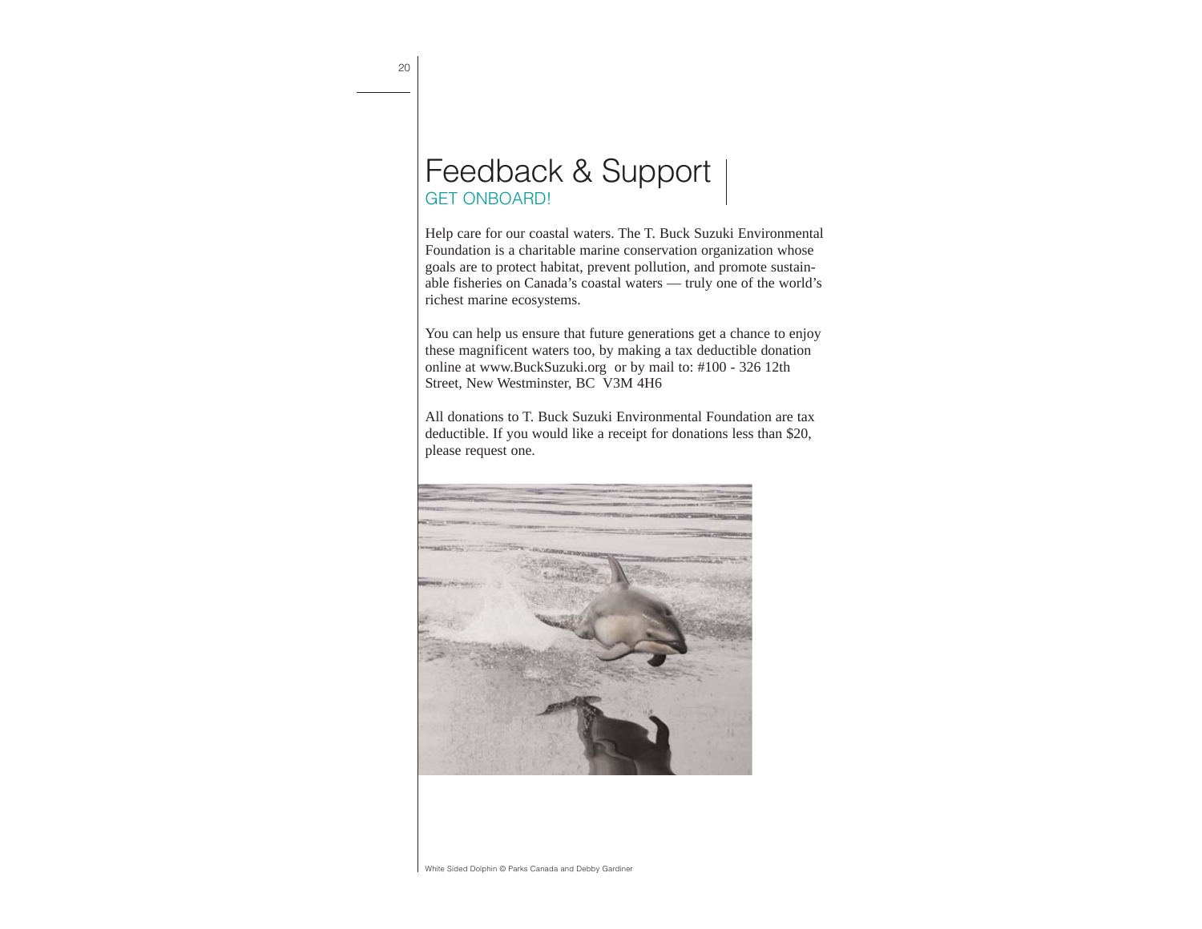# Feedback & Support

## GET ONBOARD!

Help care for our coastal waters. The T. Buck Suzuki Environmental Foundation is a charitable marine conservation organization whose goals are to protect habitat, prevent pollution, and promote sustainable fisheries on Canada's coastal waters — truly one of the world's richest marine ecosystems.

You can help us ensure that future generations get a chance to enjoy these magnificent waters too, by making a tax deductible donation online at www.BuckSuzuki.org or by mail to: #100 - 326 12th Street, New Westminster, BC V3M 4H6

All donations to T. Buck Suzuki Environmental Foundation are tax deductible. If you would like a receipt for donations less than $20, please request one.

White Sided Dolphin © Parks Canada and Debby Gardiner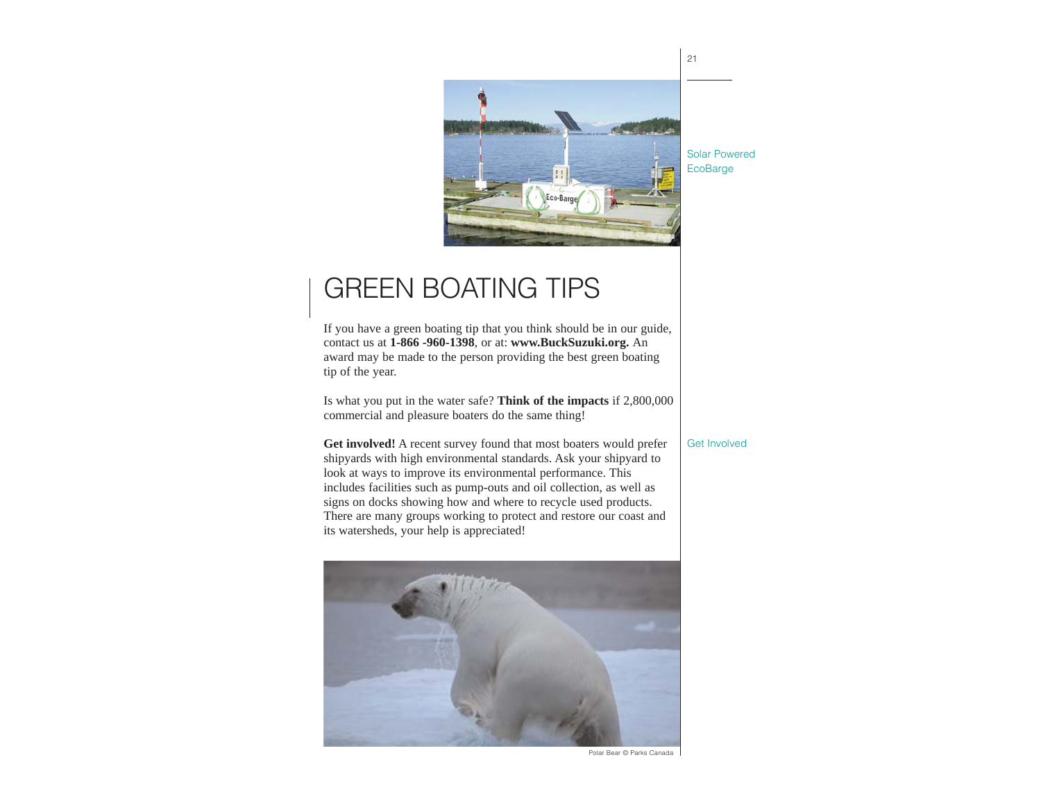Solar Powered EcoBarge

# GREEN BOATING TIPS

If you have a green boating tip that you think should be in our guide, contact us at **1-866 -960-1398**, or at: **www.BuckSuzuki.org.** An award may be made to the person providing the best green boating tip of the year.

Is what you put in the water safe? **Think of the impacts** if 2,800,000 commercial and pleasure boaters do the same thing!

Get Involved

**Get involved!** A recent survey found that most boaters would prefer shipyards with high environmental standards. Ask your shipyard to look at ways to improve its environmental performance. This includes facilities such as pump-outs and oil collection, as well as signs on docks showing how and where to recycle used products. There are many groups working to protect and restore our coast and its watersheds, your help is appreciated!

Polar Bear © Parks Canada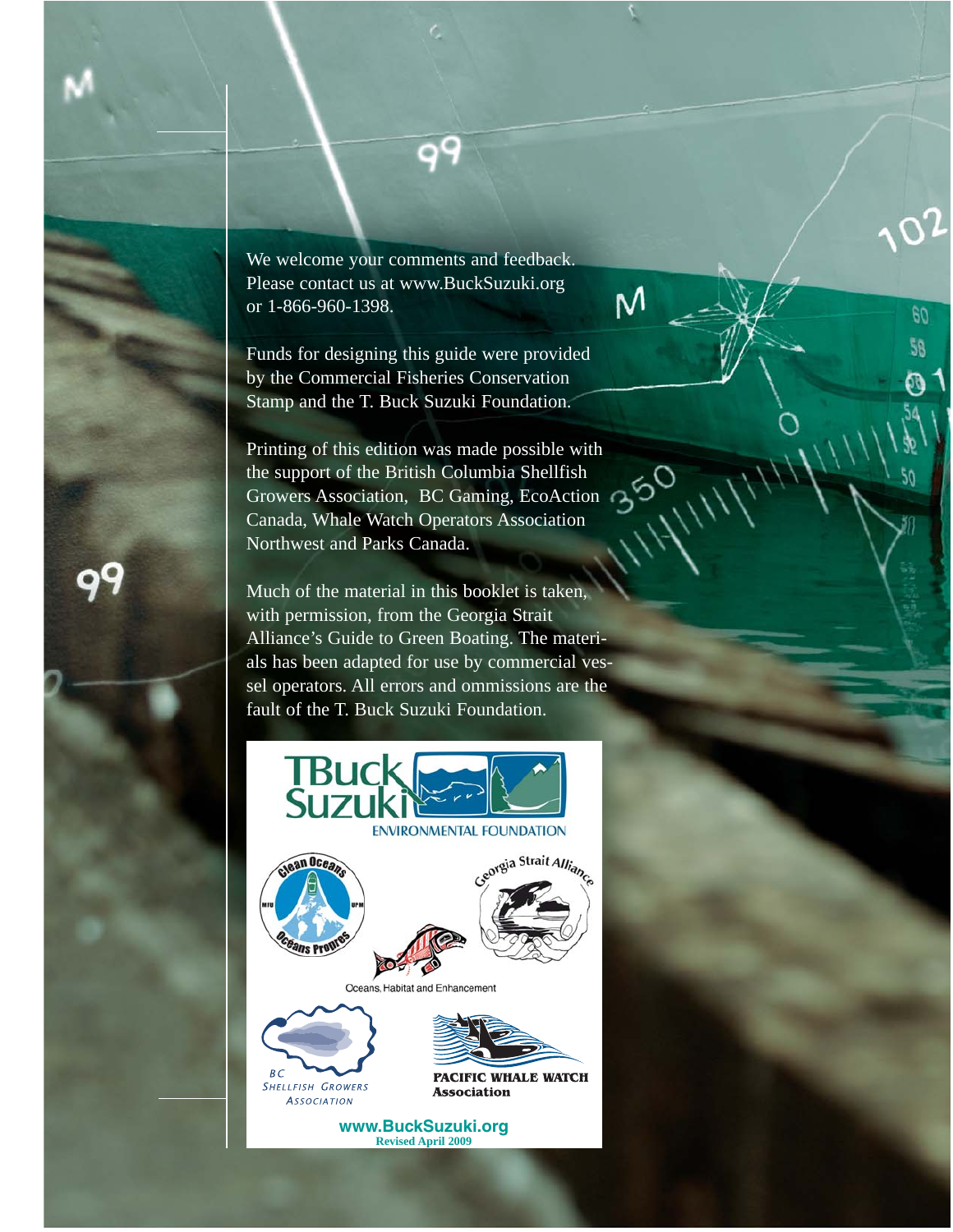We welcome your comments and feedback. Please contact us at www.BuckSuzuki.org or 1-866-960-1398.

Funds for designing this guide were provided by the Commercial Fisheries Conservation Stamp and the T. Buck Suzuki Foundation.

Printing of this edition was made possible with the support of the British Columbia Shellfish Growers Association, BC Gaming, EcoAction Canada, Whale Watch Operators Association Northwest and Parks Canada.

Much of the material in this booklet is taken, with permission, from the Georgia Strait Alliance's Guide to Green Boating. The materials has been adapted for use by commercial vessel operators. All errors and ommissions are the fault of the T. Buck Suzuki Foundation.

TBuck Suzuki ENVIRONMENTAL FOUNDATION

Clean Oceans Océans Propres

Georgia Strait Alliance

Oceans, Habitat and Enhancement

BC Shellfish Growers Association

PACIFIC WHALE WATCH Association

**www.BuckSuzuki.org**
**Revised April 2009**